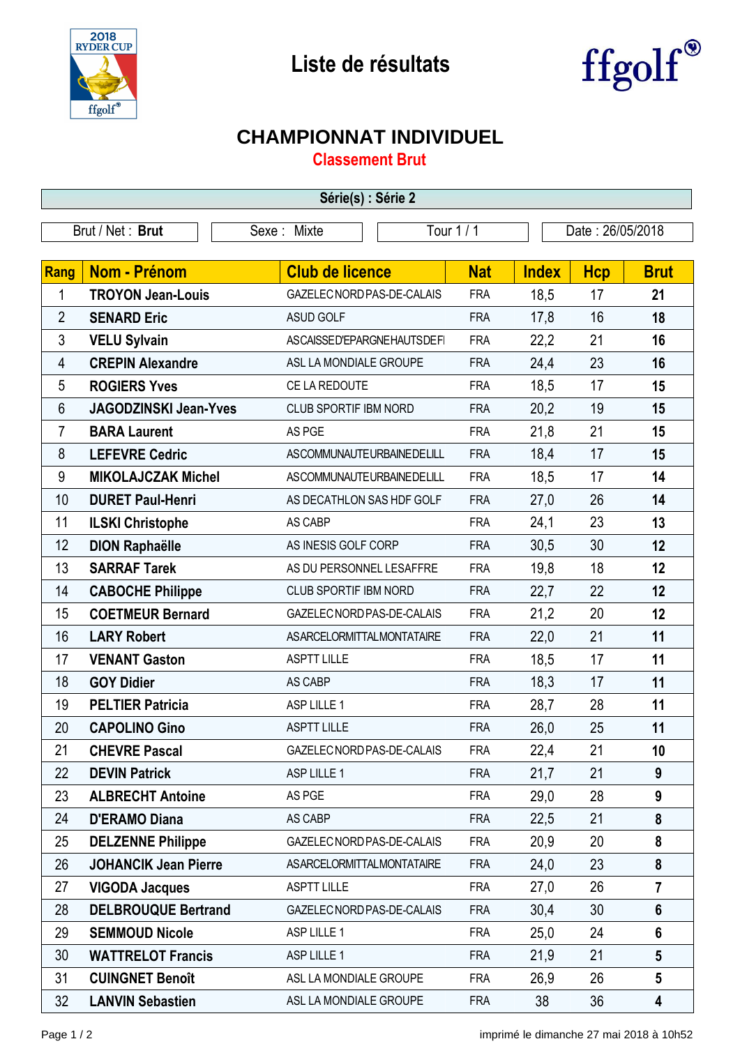# Liste de résultats

## CHAMPIONNAT INDIVIDUEL

### Classement Brut

**Série(s) : Série 2**

| Brut / Net : **Brut** | Sexe : Mixte | Tour 1 / 1 | Date : 26/05/2018 |
|---|---|---|---|

| Rang | Nom - Prénom | Club de licence | Nat | Index | Hcp | Brut |
|---|---|---|---|---|---|---|
| 1 | **TROYON Jean-Louis** | GAZELEC NORD PAS-DE-CALAIS | FRA | 18,5 | 17 | **21** |
| 2 | **SENARD Eric** | ASUD GOLF | FRA | 17,8 | 16 | **18** |
| 3 | **VELU Sylvain** | ASCAISSED'EPARGNEHAUTSDEFI | FRA | 22,2 | 21 | **16** |
| 4 | **CREPIN Alexandre** | ASL LA MONDIALE GROUPE | FRA | 24,4 | 23 | **16** |
| 5 | **ROGIERS Yves** | CE LA REDOUTE | FRA | 18,5 | 17 | **15** |
| 6 | **JAGODZINSKI Jean-Yves** | CLUB SPORTIF IBM NORD | FRA | 20,2 | 19 | **15** |
| 7 | **BARA Laurent** | AS PGE | FRA | 21,8 | 21 | **15** |
| 8 | **LEFEVRE Cedric** | ASCOMMUNAUTEURBAINEDELILL | FRA | 18,4 | 17 | **15** |
| 9 | **MIKOLAJCZAK Michel** | ASCOMMUNAUTEURBAINEDELILL | FRA | 18,5 | 17 | **14** |
| 10 | **DURET Paul-Henri** | AS DECATHLON SAS HDF GOLF | FRA | 27,0 | 26 | **14** |
| 11 | **ILSKI Christophe** | AS CABP | FRA | 24,1 | 23 | **13** |
| 12 | **DION Raphaëlle** | AS INESIS GOLF CORP | FRA | 30,5 | 30 | **12** |
| 13 | **SARRAF Tarek** | AS DU PERSONNEL LESAFFRE | FRA | 19,8 | 18 | **12** |
| 14 | **CABOCHE Philippe** | CLUB SPORTIF IBM NORD | FRA | 22,7 | 22 | **12** |
| 15 | **COETMEUR Bernard** | GAZELEC NORD PAS-DE-CALAIS | FRA | 21,2 | 20 | **12** |
| 16 | **LARY Robert** | ASARCELORMITTALMONTATAIRE | FRA | 22,0 | 21 | **11** |
| 17 | **VENANT Gaston** | ASPTT LILLE | FRA | 18,5 | 17 | **11** |
| 18 | **GOY Didier** | AS CABP | FRA | 18,3 | 17 | **11** |
| 19 | **PELTIER Patricia** | ASP LILLE 1 | FRA | 28,7 | 28 | **11** |
| 20 | **CAPOLINO Gino** | ASPTT LILLE | FRA | 26,0 | 25 | **11** |
| 21 | **CHEVRE Pascal** | GAZELEC NORD PAS-DE-CALAIS | FRA | 22,4 | 21 | **10** |
| 22 | **DEVIN Patrick** | ASP LILLE 1 | FRA | 21,7 | 21 | **9** |
| 23 | **ALBRECHT Antoine** | AS PGE | FRA | 29,0 | 28 | **9** |
| 24 | **D'ERAMO Diana** | AS CABP | FRA | 22,5 | 21 | **8** |
| 25 | **DELZENNE Philippe** | GAZELEC NORD PAS-DE-CALAIS | FRA | 20,9 | 20 | **8** |
| 26 | **JOHANCIK Jean Pierre** | ASARCELORMITTALMONTATAIRE | FRA | 24,0 | 23 | **8** |
| 27 | **VIGODA Jacques** | ASPTT LILLE | FRA | 27,0 | 26 | **7** |
| 28 | **DELBROUQUE Bertrand** | GAZELEC NORD PAS-DE-CALAIS | FRA | 30,4 | 30 | **6** |
| 29 | **SEMMOUD Nicole** | ASP LILLE 1 | FRA | 25,0 | 24 | **6** |
| 30 | **WATTRELOT Francis** | ASP LILLE 1 | FRA | 21,9 | 21 | **5** |
| 31 | **CUINGNET Benoît** | ASL LA MONDIALE GROUPE | FRA | 26,9 | 26 | **5** |
| 32 | **LANVIN Sebastien** | ASL LA MONDIALE GROUPE | FRA | 38 | 36 | **4** |

imprimé le dimanche 27 mai 2018 à 10h52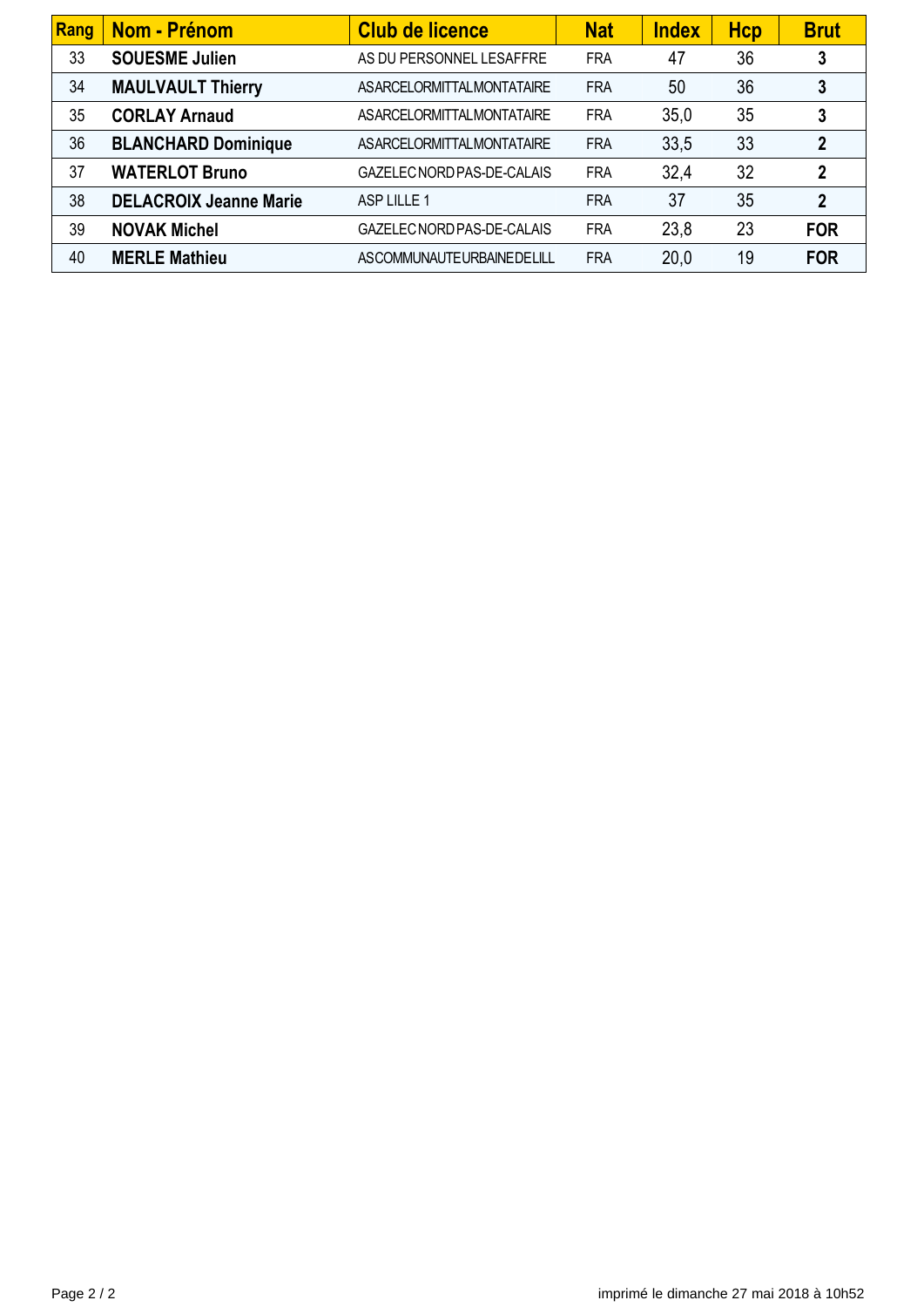| Rang | Nom - Prénom | Club de licence | Nat | Index | Hcp | Brut |
|---|---|---|---|---|---|---|
| 33 | **SOUESME Julien** | AS DU PERSONNEL LESAFFRE | FRA | 47 | 36 | **3** |
| 34 | **MAULVAULT Thierry** | ASARCELORMITTALMONTATAIRE | FRA | 50 | 36 | **3** |
| 35 | **CORLAY Arnaud** | ASARCELORMITTALMONTATAIRE | FRA | 35,0 | 35 | **3** |
| 36 | **BLANCHARD Dominique** | ASARCELORMITTALMONTATAIRE | FRA | 33,5 | 33 | **2** |
| 37 | **WATERLOT Bruno** | GAZELEC NORD PAS-DE-CALAIS | FRA | 32,4 | 32 | **2** |
| 38 | **DELACROIX Jeanne Marie** | ASP LILLE 1 | FRA | 37 | 35 | **2** |
| 39 | **NOVAK Michel** | GAZELEC NORD PAS-DE-CALAIS | FRA | 23,8 | 23 | **FOR** |
| 40 | **MERLE Mathieu** | ASCOMMUNAUTEURBAINEDELILL | FRA | 20,0 | 19 | **FOR** |

imprimé le dimanche 27 mai 2018 à 10h52